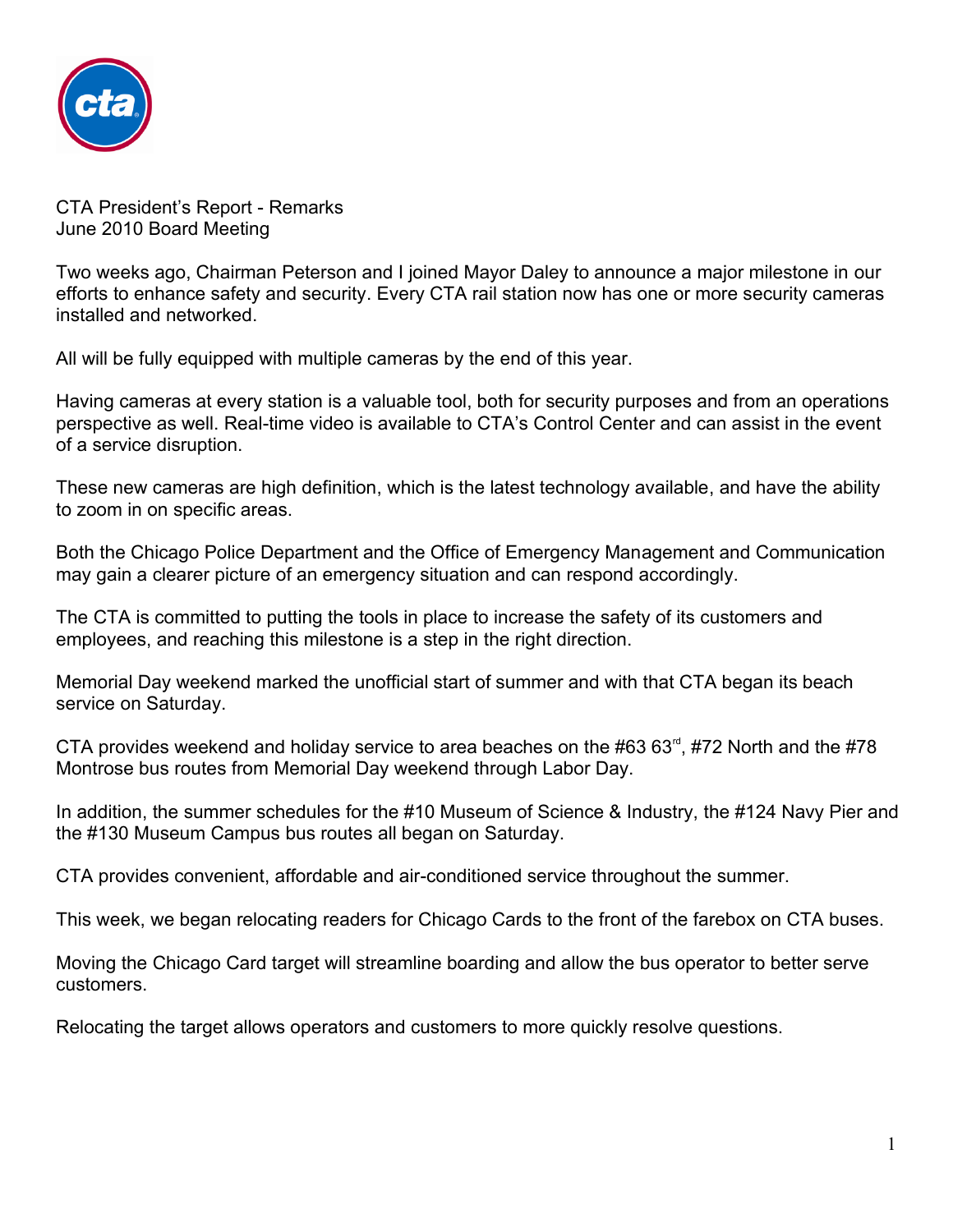CTA President's Report - Remarks
June 2010 Board Meeting

Two weeks ago, Chairman Peterson and I joined Mayor Daley to announce a major milestone in our efforts to enhance safety and security. Every CTA rail station now has one or more security cameras installed and networked.

All will be fully equipped with multiple cameras by the end of this year.

Having cameras at every station is a valuable tool, both for security purposes and from an operations perspective as well. Real-time video is available to CTA's Control Center and can assist in the event of a service disruption.

These new cameras are high definition, which is the latest technology available, and have the ability to zoom in on specific areas.

Both the Chicago Police Department and the Office of Emergency Management and Communication may gain a clearer picture of an emergency situation and can respond accordingly.

The CTA is committed to putting the tools in place to increase the safety of its customers and employees, and reaching this milestone is a step in the right direction.

Memorial Day weekend marked the unofficial start of summer and with that CTA began its beach service on Saturday.

CTA provides weekend and holiday service to area beaches on the #63 63rd, #72 North and the #78 Montrose bus routes from Memorial Day weekend through Labor Day.

In addition, the summer schedules for the #10 Museum of Science & Industry, the #124 Navy Pier and the #130 Museum Campus bus routes all began on Saturday.

CTA provides convenient, affordable and air-conditioned service throughout the summer.

This week, we began relocating readers for Chicago Cards to the front of the farebox on CTA buses.

Moving the Chicago Card target will streamline boarding and allow the bus operator to better serve customers.

Relocating the target allows operators and customers to more quickly resolve questions.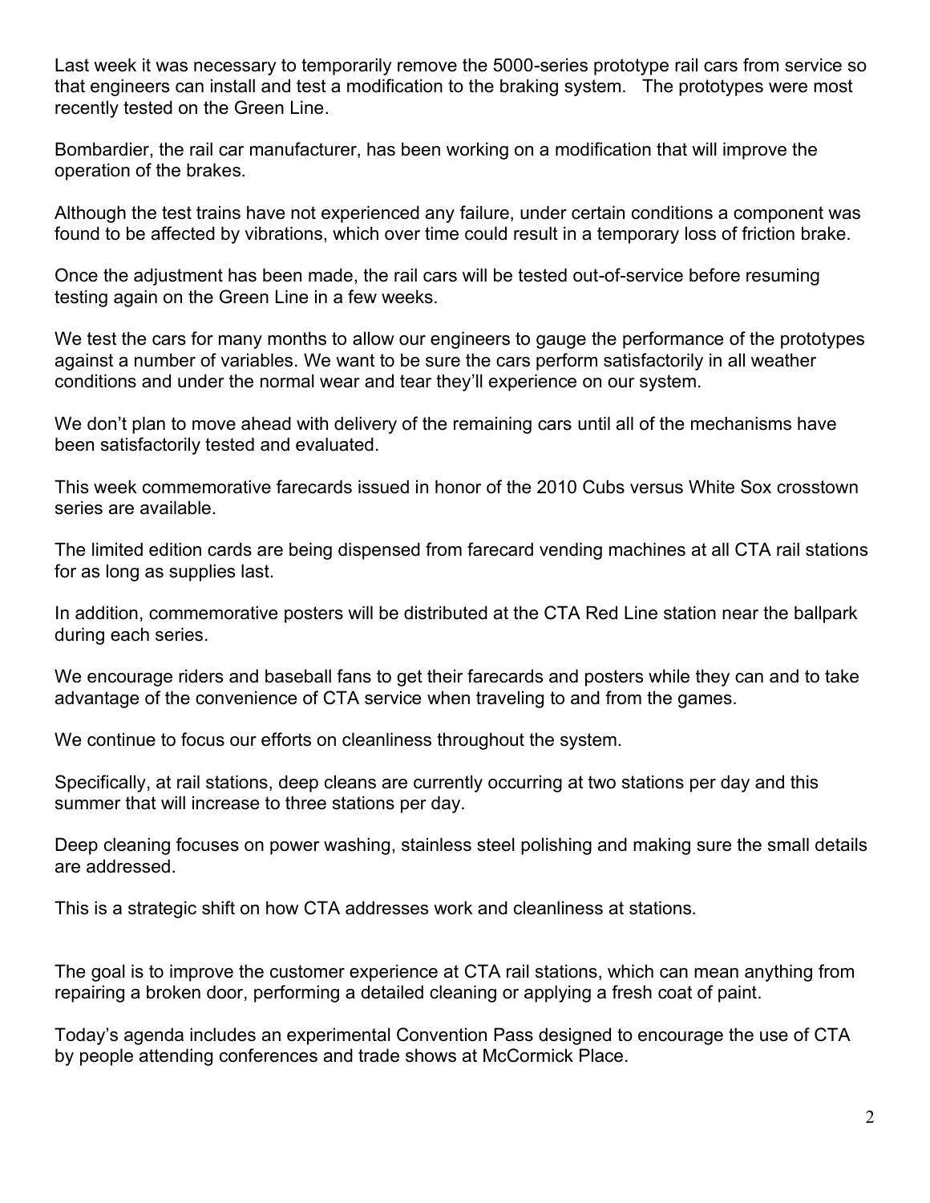Last week it was necessary to temporarily remove the 5000-series prototype rail cars from service so that engineers can install and test a modification to the braking system. The prototypes were most recently tested on the Green Line.

Bombardier, the rail car manufacturer, has been working on a modification that will improve the operation of the brakes.

Although the test trains have not experienced any failure, under certain conditions a component was found to be affected by vibrations, which over time could result in a temporary loss of friction brake.

Once the adjustment has been made, the rail cars will be tested out-of-service before resuming testing again on the Green Line in a few weeks.

We test the cars for many months to allow our engineers to gauge the performance of the prototypes against a number of variables. We want to be sure the cars perform satisfactorily in all weather conditions and under the normal wear and tear they'll experience on our system.

We don't plan to move ahead with delivery of the remaining cars until all of the mechanisms have been satisfactorily tested and evaluated.

This week commemorative farecards issued in honor of the 2010 Cubs versus White Sox crosstown series are available.

The limited edition cards are being dispensed from farecard vending machines at all CTA rail stations for as long as supplies last.

In addition, commemorative posters will be distributed at the CTA Red Line station near the ballpark during each series.

We encourage riders and baseball fans to get their farecards and posters while they can and to take advantage of the convenience of CTA service when traveling to and from the games.

We continue to focus our efforts on cleanliness throughout the system.

Specifically, at rail stations, deep cleans are currently occurring at two stations per day and this summer that will increase to three stations per day.

Deep cleaning focuses on power washing, stainless steel polishing and making sure the small details are addressed.

This is a strategic shift on how CTA addresses work and cleanliness at stations.

The goal is to improve the customer experience at CTA rail stations, which can mean anything from repairing a broken door, performing a detailed cleaning or applying a fresh coat of paint.

Today's agenda includes an experimental Convention Pass designed to encourage the use of CTA by people attending conferences and trade shows at McCormick Place.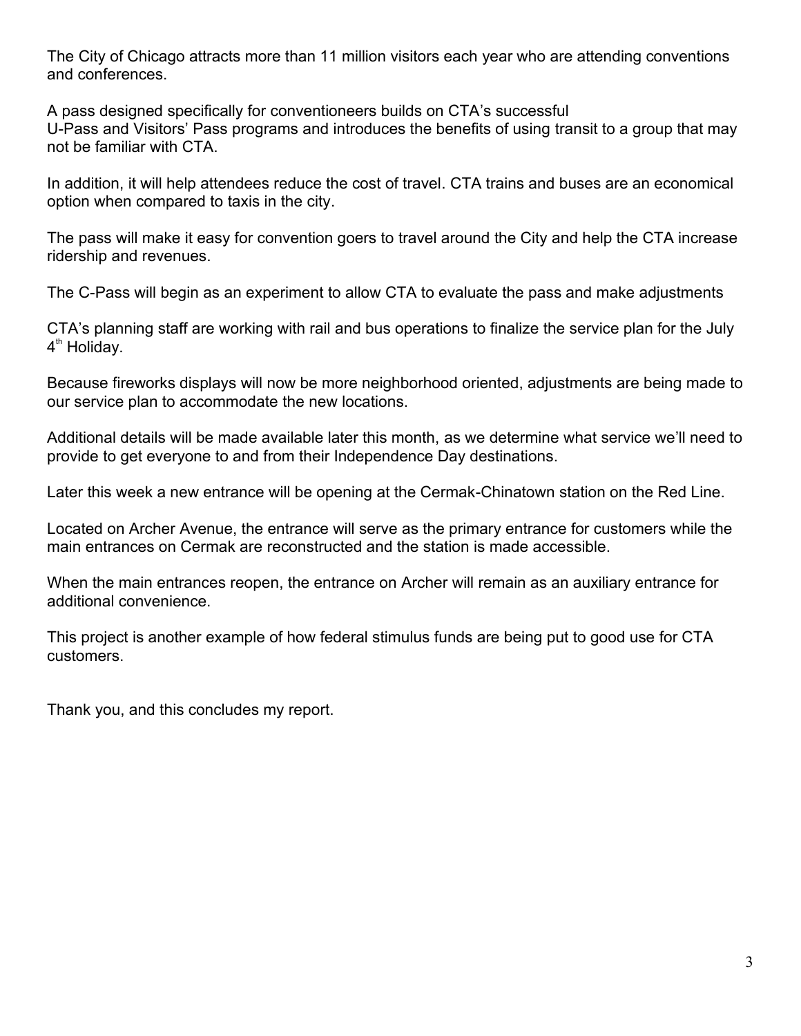The City of Chicago attracts more than 11 million visitors each year who are attending conventions and conferences.

A pass designed specifically for conventioneers builds on CTA's successful U-Pass and Visitors' Pass programs and introduces the benefits of using transit to a group that may not be familiar with CTA.

In addition, it will help attendees reduce the cost of travel. CTA trains and buses are an economical option when compared to taxis in the city.

The pass will make it easy for convention goers to travel around the City and help the CTA increase ridership and revenues.

The C-Pass will begin as an experiment to allow CTA to evaluate the pass and make adjustments

CTA's planning staff are working with rail and bus operations to finalize the service plan for the July 4th Holiday.

Because fireworks displays will now be more neighborhood oriented, adjustments are being made to our service plan to accommodate the new locations.

Additional details will be made available later this month, as we determine what service we'll need to provide to get everyone to and from their Independence Day destinations.

Later this week a new entrance will be opening at the Cermak-Chinatown station on the Red Line.

Located on Archer Avenue, the entrance will serve as the primary entrance for customers while the main entrances on Cermak are reconstructed and the station is made accessible.

When the main entrances reopen, the entrance on Archer will remain as an auxiliary entrance for additional convenience.

This project is another example of how federal stimulus funds are being put to good use for CTA customers.

Thank you, and this concludes my report.